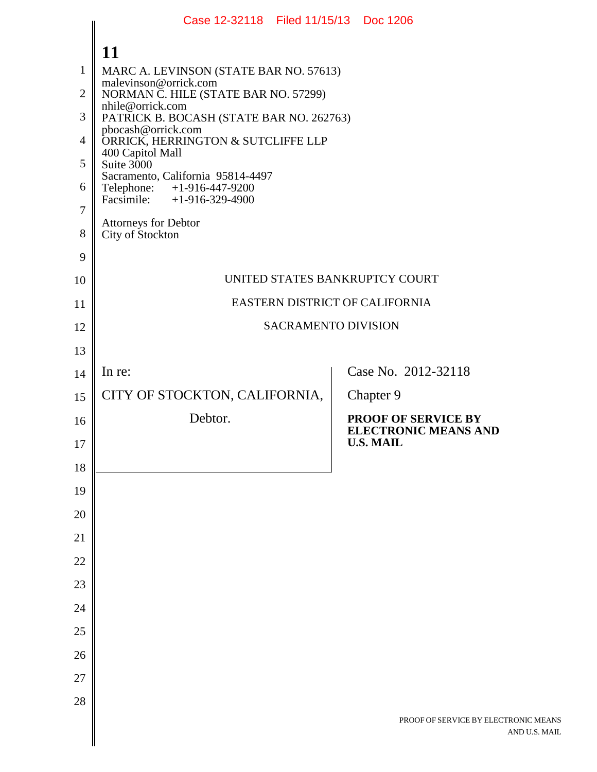MARC A. LEVINSON (STATE BAR NO. 57613)
malevinson@orrick.com
NORMAN C. HILE (STATE BAR NO. 57299)
nhile@orrick.com
PATRICK B. BOCASH (STATE BAR NO. 262763)
pbocash@orrick.com
ORRICK, HERRINGTON & SUTCLIFFE LLP
400 Capitol Mall
Suite 3000
Sacramento, California 95814-4497
Telephone: +1-916-447-9200
Facsimile: +1-916-329-4900

Attorneys for Debtor
City of Stockton

UNITED STATES BANKRUPTCY COURT

EASTERN DISTRICT OF CALIFORNIA

SACRAMENTO DIVISION

| | |
|---|---|
| In re:<br><br>CITY OF STOCKTON, CALIFORNIA,<br><br>Debtor. | Case No. 2012-32118<br><br>Chapter 9<br><br>**PROOF OF SERVICE BY ELECTRONIC MEANS AND U.S. MAIL** |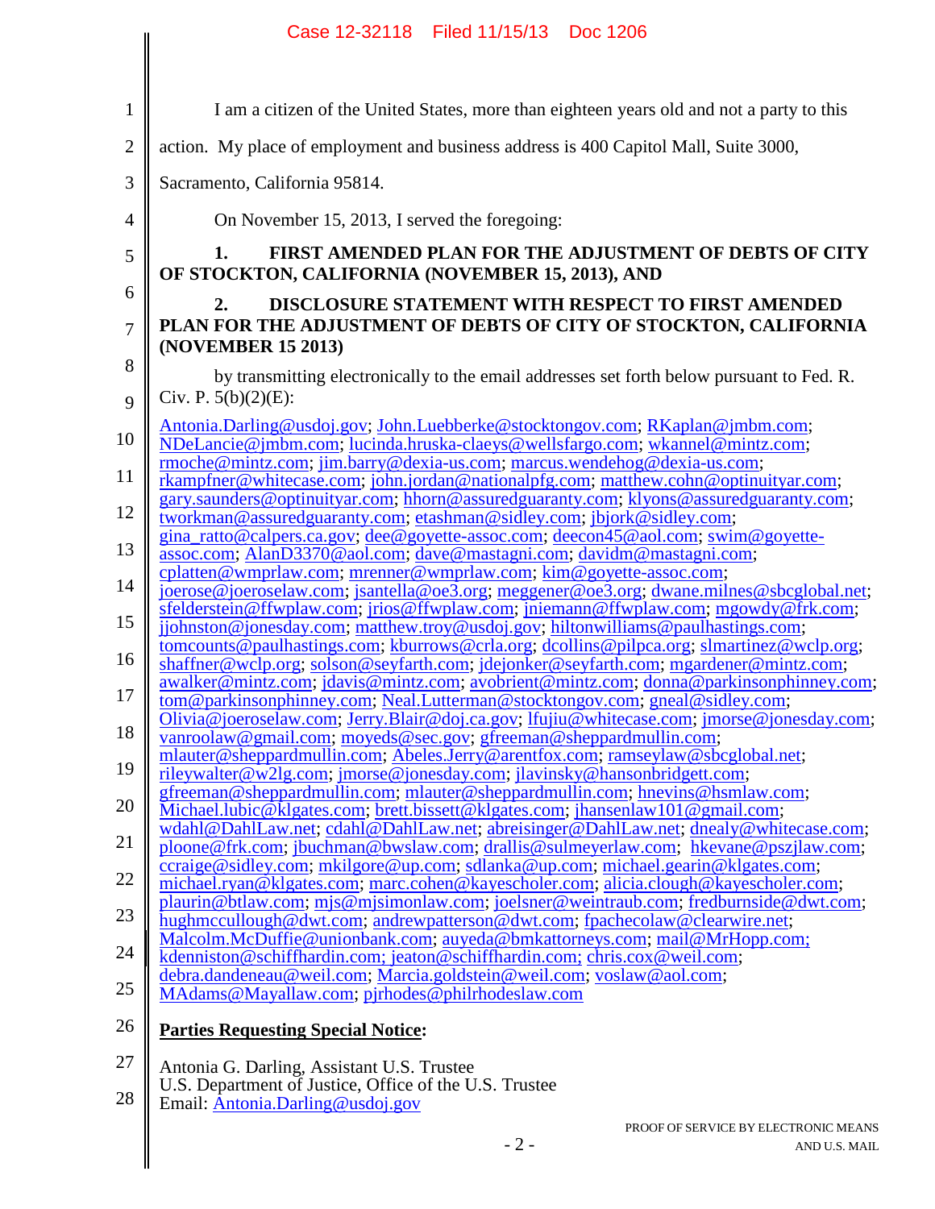I am a citizen of the United States, more than eighteen years old and not a party to this action. My place of employment and business address is 400 Capitol Mall, Suite 3000, Sacramento, California 95814.

On November 15, 2013, I served the foregoing:

**1. FIRST AMENDED PLAN FOR THE ADJUSTMENT OF DEBTS OF CITY OF STOCKTON, CALIFORNIA (NOVEMBER 15, 2013), AND**

**2. DISCLOSURE STATEMENT WITH RESPECT TO FIRST AMENDED PLAN FOR THE ADJUSTMENT OF DEBTS OF CITY OF STOCKTON, CALIFORNIA (NOVEMBER 15 2013)**

by transmitting electronically to the email addresses set forth below pursuant to Fed. R. Civ. P. 5(b)(2)(E):

Antonia.Darling@usdoj.gov; John.Luebberke@stocktongov.com; RKaplan@jmbm.com; NDeLancie@jmbm.com; lucinda.hruska-claeys@wellsfargo.com; wkannel@mintz.com; rmoche@mintz.com; jim.barry@dexia-us.com; marcus.wendehog@dexia-us.com; rkampfner@whitecase.com; john.jordan@nationalpfg.com; matthew.cohn@optinuityar.com; gary.saunders@optinuityar.com; hhorn@assuredguaranty.com; klyons@assuredguaranty.com; tworkman@assuredguaranty.com; etashman@sidley.com; jbjork@sidley.com; gina_ratto@calpers.ca.gov; dee@goyette-assoc.com; deecon45@aol.com; swim@goyette-assoc.com; AlanD3370@aol.com; dave@mastagni.com; davidm@mastagni.com; cplatten@wmprlaw.com; mrenner@wmprlaw.com; kim@goyette-assoc.com; joerose@joeroselaw.com; jsantella@oe3.org; meggener@oe3.org; dwane.milnes@sbcglobal.net; sfelderstein@ffwplaw.com; jrios@ffwplaw.com; jniemann@ffwplaw.com; mgowdy@frk.com; jjohnston@jonesday.com; matthew.troy@usdoj.gov; hiltonwilliams@paulhastings.com; tomcounts@paulhastings.com; kburrows@crla.org; dcollins@pilpca.org; slmartinez@wclp.org; shaffner@wclp.org; solson@seyfarth.com; jdejonker@seyfarth.com; mgardener@mintz.com; awalker@mintz.com; jdavis@mintz.com; avobrient@mintz.com; donna@parkinsonphinney.com; tom@parkinsonphinney.com; Neal.Lutterman@stocktongov.com; gneal@sidley.com; Olivia@joeroselaw.com; Jerry.Blair@doj.ca.gov; lfujiu@whitecase.com; jmorse@jonesday.com; vanroolaw@gmail.com; moyeds@sec.gov; gfreeman@sheppardmullin.com; mlauter@sheppardmullin.com; Abeles.Jerry@arentfox.com; ramseylaw@sbcglobal.net; rileywalter@w2lg.com; jmorse@jonesday.com; jlavinsky@hansonbridgett.com; gfreeman@sheppardmullin.com; mlauter@sheppardmullin.com; hnevins@hsmlaw.com; Michael.lubic@klgates.com; brett.bissett@klgates.com; jhansenlaw101@gmail.com; wdahl@DahlLaw.net; cdahl@DahlLaw.net; abreisinger@DahlLaw.net; dnealy@whitecase.com; ploone@frk.com; jbuchman@bwslaw.com; drallis@sulmeyerlaw.com; hkevane@pszjlaw.com; ccraige@sidley.com; mkilgore@up.com; sdlanka@up.com; michael.gearin@klgates.com; michael.ryan@klgates.com; marc.cohen@kayescholer.com; alicia.clough@kayescholer.com; plaurin@btlaw.com; mjs@mjsimonlaw.com; joelsner@weintraub.com; fredburnside@dwt.com; hughmccullough@dwt.com; andrewpatterson@dwt.com; fpachecolaw@clearwire.net; Malcolm.McDuffie@unionbank.com; auyeda@bmkattorneys.com; mail@MrHopp.com; kdenniston@schiffhardin.com; jeaton@schiffhardin.com; chris.cox@weil.com; debra.dandeneau@weil.com; Marcia.goldstein@weil.com; voslaw@aol.com; MAdams@Mayallaw.com; pjrhodes@philrhodeslaw.com

**Parties Requesting Special Notice:**

Antonia G. Darling, Assistant U.S. Trustee
U.S. Department of Justice, Office of the U.S. Trustee
Email: Antonia.Darling@usdoj.gov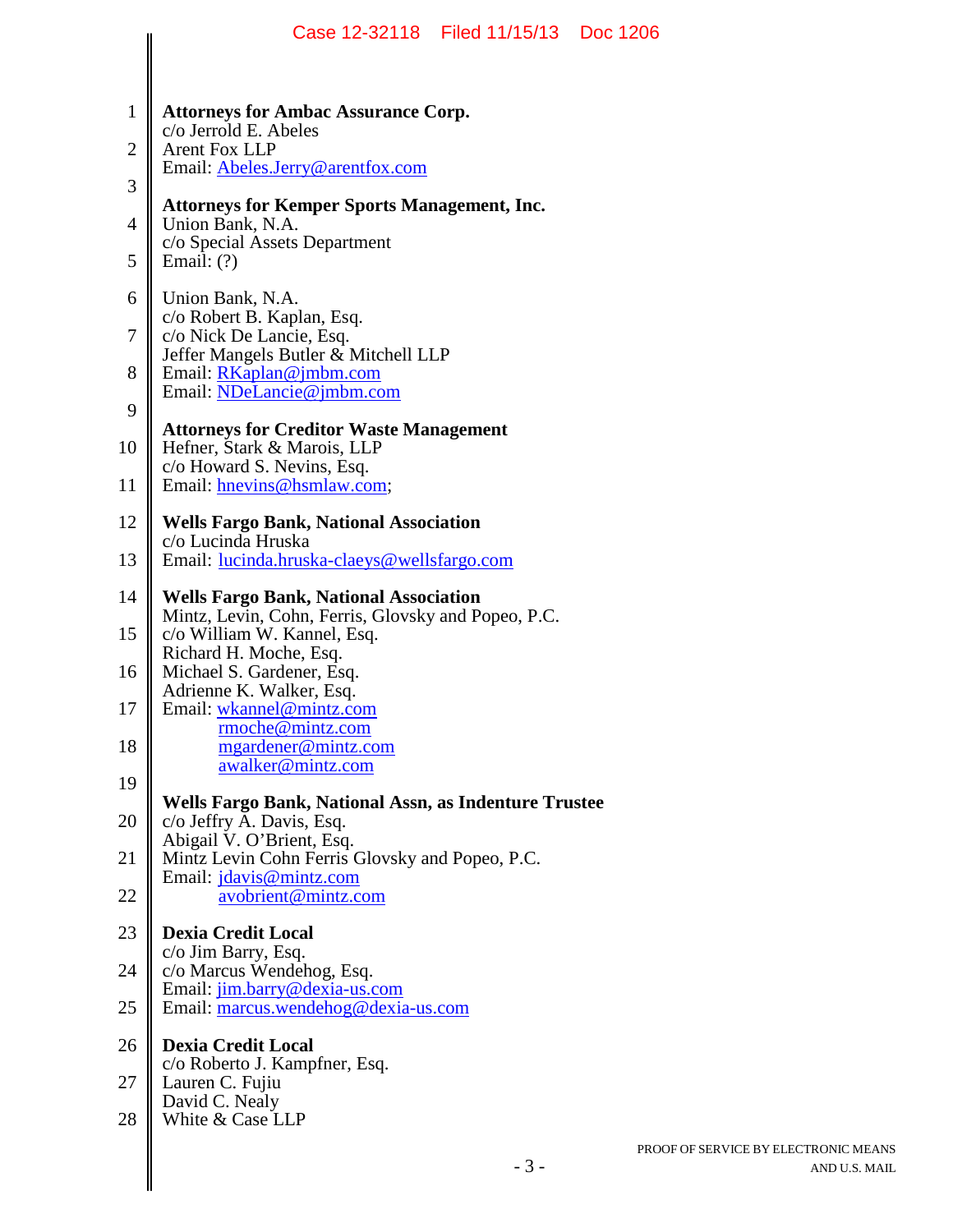**Attorneys for Ambac Assurance Corp.**
c/o Jerrold E. Abeles
Arent Fox LLP
Email: Abeles.Jerry@arentfox.com

**Attorneys for Kemper Sports Management, Inc.**
Union Bank, N.A.
c/o Special Assets Department
Email: (?)

Union Bank, N.A.
c/o Robert B. Kaplan, Esq.
c/o Nick De Lancie, Esq.
Jeffer Mangels Butler & Mitchell LLP
Email: RKaplan@jmbm.com
Email: NDeLancie@jmbm.com

**Attorneys for Creditor Waste Management**
Hefner, Stark & Marois, LLP
c/o Howard S. Nevins, Esq.
Email: hnevins@hsmlaw.com;

**Wells Fargo Bank, National Association**
c/o Lucinda Hruska
Email: lucinda.hruska-claeys@wellsfargo.com

**Wells Fargo Bank, National Association**
Mintz, Levin, Cohn, Ferris, Glovsky and Popeo, P.C.
c/o William W. Kannel, Esq.
Richard H. Moche, Esq.
Michael S. Gardener, Esq.
Adrienne K. Walker, Esq.
Email: wkannel@mintz.com
rmoche@mintz.com
mgardener@mintz.com
awalker@mintz.com

**Wells Fargo Bank, National Assn, as Indenture Trustee**
c/o Jeffry A. Davis, Esq.
Abigail V. O'Brient, Esq.
Mintz Levin Cohn Ferris Glovsky and Popeo, P.C.
Email: jdavis@mintz.com
avobrient@mintz.com

**Dexia Credit Local**
c/o Jim Barry, Esq.
c/o Marcus Wendehog, Esq.
Email: jim.barry@dexia-us.com
Email: marcus.wendehog@dexia-us.com

**Dexia Credit Local**
c/o Roberto J. Kampfner, Esq.
Lauren C. Fujiu
David C. Nealy
White & Case LLP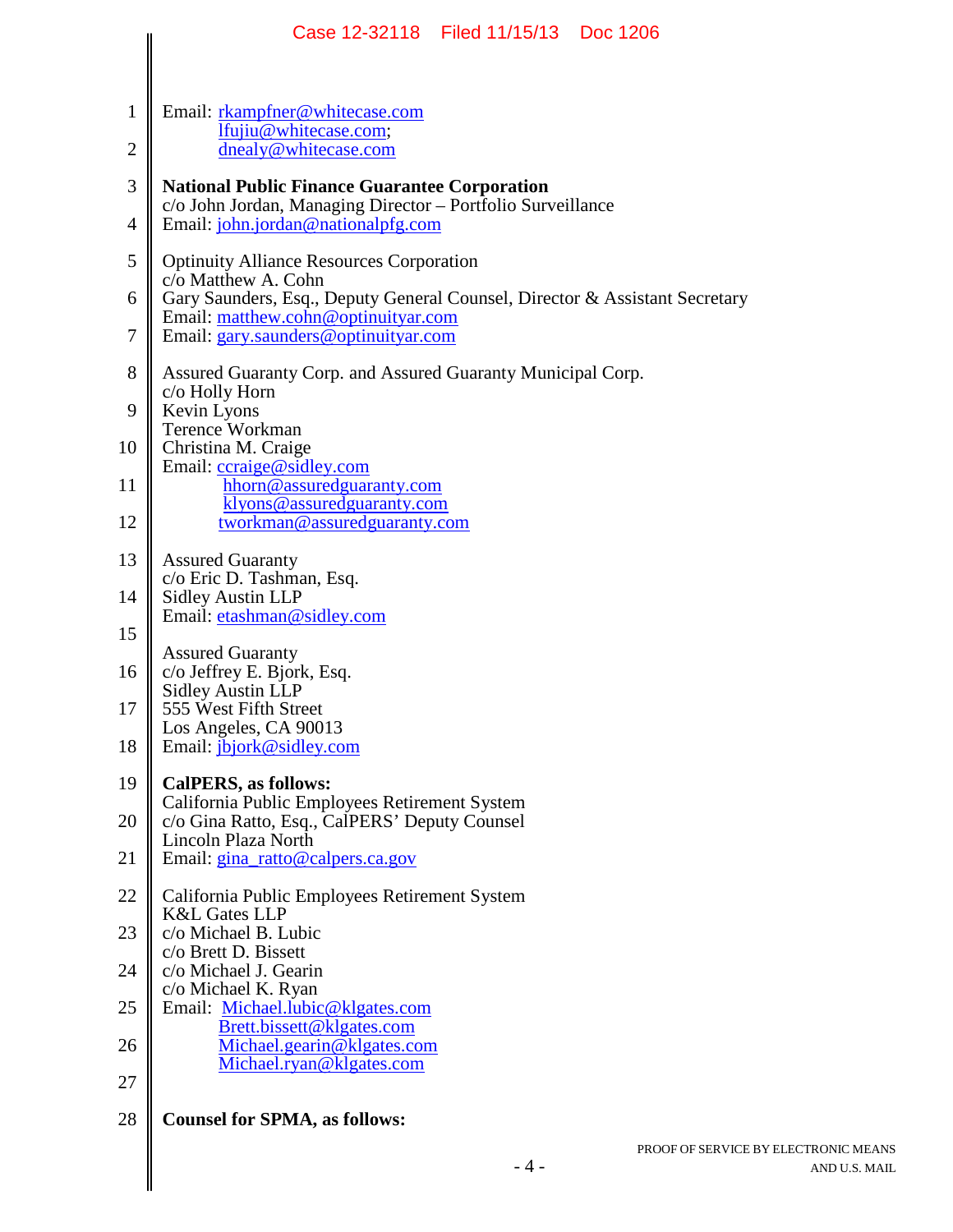Email: rkampfner@whitecase.com
lfujiu@whitecase.com;
dnealy@whitecase.com

**National Public Finance Guarantee Corporation**
c/o John Jordan, Managing Director – Portfolio Surveillance
Email: john.jordan@nationalpfg.com

Optinuity Alliance Resources Corporation
c/o Matthew A. Cohn
Gary Saunders, Esq., Deputy General Counsel, Director & Assistant Secretary
Email: matthew.cohn@optinuityar.com
Email: gary.saunders@optinuityar.com

Assured Guaranty Corp. and Assured Guaranty Municipal Corp.
c/o Holly Horn
Kevin Lyons
Terence Workman
Christina M. Craige
Email: ccraige@sidley.com
hhorn@assuredguaranty.com
klyons@assuredguaranty.com
tworkman@assuredguaranty.com

Assured Guaranty
c/o Eric D. Tashman, Esq.
Sidley Austin LLP
Email: etashman@sidley.com

Assured Guaranty
c/o Jeffrey E. Bjork, Esq.
Sidley Austin LLP
555 West Fifth Street
Los Angeles, CA 90013
Email: jbjork@sidley.com

**CalPERS, as follows:**
California Public Employees Retirement System
c/o Gina Ratto, Esq., CalPERS' Deputy Counsel
Lincoln Plaza North
Email: gina_ratto@calpers.ca.gov

California Public Employees Retirement System
K&L Gates LLP
c/o Michael B. Lubic
c/o Brett D. Bissett
c/o Michael J. Gearin
c/o Michael K. Ryan
Email: Michael.lubic@klgates.com
Brett.bissett@klgates.com
Michael.gearin@klgates.com
Michael.ryan@klgates.com

**Counsel for SPMA, as follows:**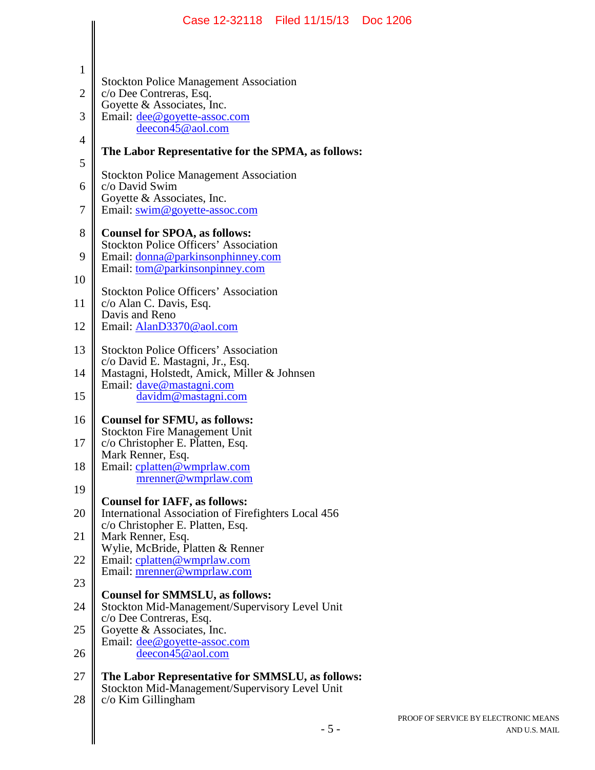Stockton Police Management Association
c/o Dee Contreras, Esq.
Goyette & Associates, Inc.
Email: dee@goyette-assoc.com
deecon45@aol.com

**The Labor Representative for the SPMA, as follows:**

Stockton Police Management Association
c/o David Swim
Goyette & Associates, Inc.
Email: swim@goyette-assoc.com

**Counsel for SPOA, as follows:**
Stockton Police Officers' Association
Email: donna@parkinsonphinney.com
Email: tom@parkinsonpinney.com

Stockton Police Officers' Association
c/o Alan C. Davis, Esq.
Davis and Reno
Email: AlanD3370@aol.com

Stockton Police Officers' Association
c/o David E. Mastagni, Jr., Esq.
Mastagni, Holstedt, Amick, Miller & Johnsen
Email: dave@mastagni.com
davidm@mastagni.com

**Counsel for SFMU, as follows:**
Stockton Fire Management Unit
c/o Christopher E. Platten, Esq.
Mark Renner, Esq.
Email: cplatten@wmprlaw.com
mrenner@wmprlaw.com

**Counsel for IAFF, as follows:**
International Association of Firefighters Local 456
c/o Christopher E. Platten, Esq.
Mark Renner, Esq.
Wylie, McBride, Platten & Renner
Email: cplatten@wmprlaw.com
Email: mrenner@wmprlaw.com

**Counsel for SMMSLU, as follows:**
Stockton Mid-Management/Supervisory Level Unit
c/o Dee Contreras, Esq.
Goyette & Associates, Inc.
Email: dee@goyette-assoc.com
deecon45@aol.com

**The Labor Representative for SMMSLU, as follows:**
Stockton Mid-Management/Supervisory Level Unit
c/o Kim Gillingham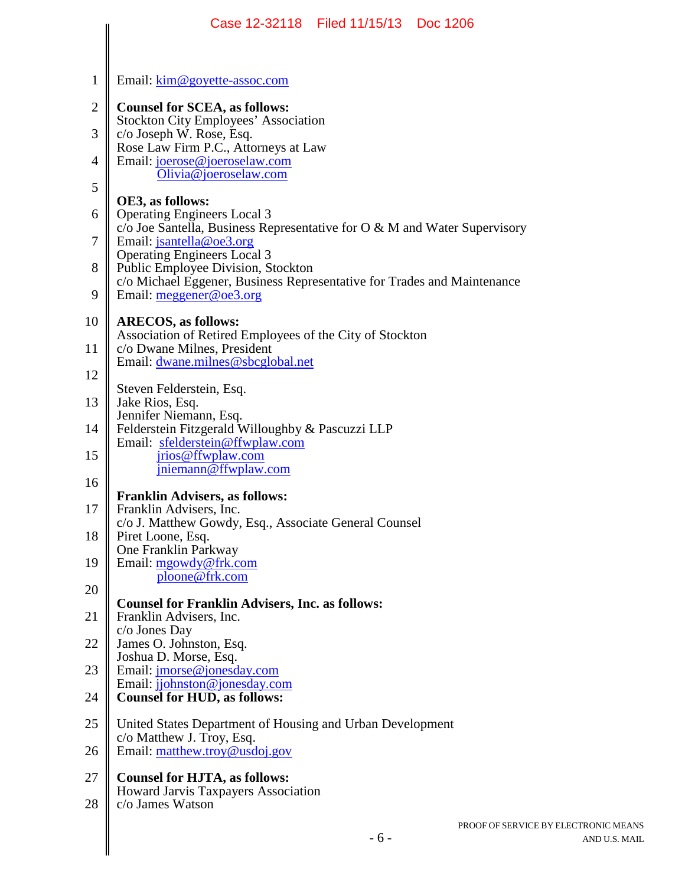Email: kim@goyette-assoc.com

**Counsel for SCEA, as follows:**
Stockton City Employees' Association
c/o Joseph W. Rose, Esq.
Rose Law Firm P.C., Attorneys at Law
Email: joerose@joeroselaw.com
Olivia@joeroselaw.com

**OE3, as follows:**
Operating Engineers Local 3
c/o Joe Santella, Business Representative for O & M and Water Supervisory
Email: jsantella@oe3.org
Operating Engineers Local 3
Public Employee Division, Stockton
c/o Michael Eggener, Business Representative for Trades and Maintenance
Email: meggener@oe3.org

**ARECOS, as follows:**
Association of Retired Employees of the City of Stockton
c/o Dwane Milnes, President
Email: dwane.milnes@sbcglobal.net

Steven Felderstein, Esq.
Jake Rios, Esq.
Jennifer Niemann, Esq.
Felderstein Fitzgerald Willoughby & Pascuzzi LLP
Email: sfelderstein@ffwplaw.com
jrios@ffwplaw.com
jniemann@ffwplaw.com

**Franklin Advisers, as follows:**
Franklin Advisers, Inc.
c/o J. Matthew Gowdy, Esq., Associate General Counsel
Piret Loone, Esq.
One Franklin Parkway
Email: mgowdy@frk.com
ploone@frk.com

**Counsel for Franklin Advisers, Inc. as follows:**
Franklin Advisers, Inc.
c/o Jones Day
James O. Johnston, Esq.
Joshua D. Morse, Esq.
Email: jmorse@jonesday.com
Email: jjohnston@jonesday.com

**Counsel for HUD, as follows:**

United States Department of Housing and Urban Development
c/o Matthew J. Troy, Esq.
Email: matthew.troy@usdoj.gov

**Counsel for HJTA, as follows:**
Howard Jarvis Taxpayers Association
c/o James Watson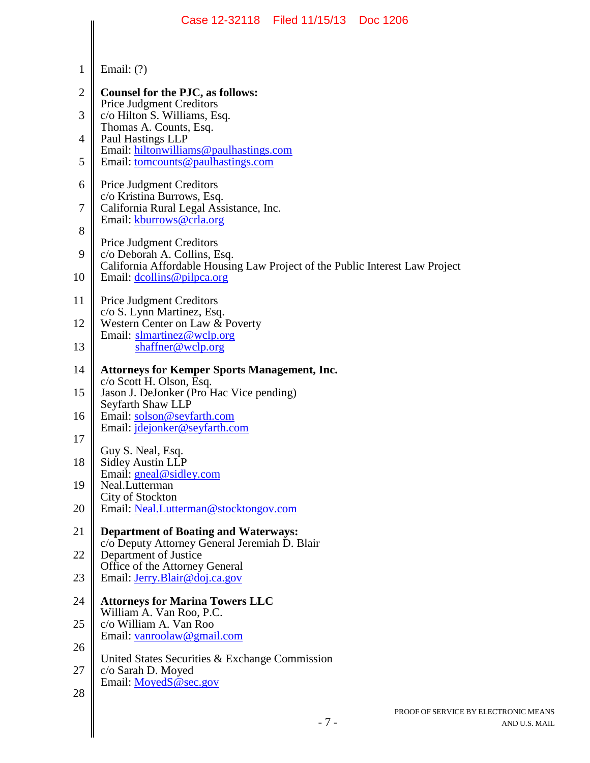Email: (?)

**Counsel for the PJC, as follows:**
Price Judgment Creditors
c/o Hilton S. Williams, Esq.
Thomas A. Counts, Esq.
Paul Hastings LLP
Email: hiltonwilliams@paulhastings.com
Email: tomcounts@paulhastings.com

Price Judgment Creditors
c/o Kristina Burrows, Esq.
California Rural Legal Assistance, Inc.
Email: kburrows@crla.org

Price Judgment Creditors
c/o Deborah A. Collins, Esq.
California Affordable Housing Law Project of the Public Interest Law Project
Email: dcollins@pilpca.org

Price Judgment Creditors
c/o S. Lynn Martinez, Esq.
Western Center on Law & Poverty
Email: slmartinez@wclp.org
shaffner@wclp.org

**Attorneys for Kemper Sports Management, Inc.**
c/o Scott H. Olson, Esq.
Jason J. DeJonker (Pro Hac Vice pending)
Seyfarth Shaw LLP
Email: solson@seyfarth.com
Email: jdejonker@seyfarth.com

Guy S. Neal, Esq.
Sidley Austin LLP
Email: gneal@sidley.com
Neal.Lutterman
City of Stockton
Email: Neal.Lutterman@stocktongov.com

**Department of Boating and Waterways:**
c/o Deputy Attorney General Jeremiah D. Blair
Department of Justice
Office of the Attorney General
Email: Jerry.Blair@doj.ca.gov

**Attorneys for Marina Towers LLC**
William A. Van Roo, P.C.
c/o William A. Van Roo
Email: vanroolaw@gmail.com

United States Securities & Exchange Commission
c/o Sarah D. Moyed
Email: MoyedS@sec.gov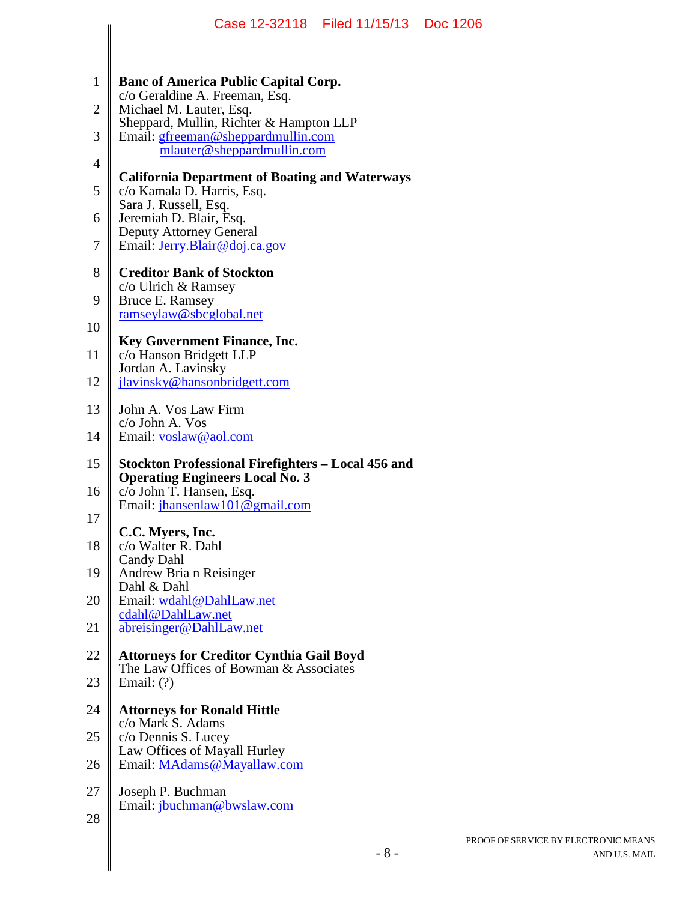**Banc of America Public Capital Corp.**
c/o Geraldine A. Freeman, Esq.
Michael M. Lauter, Esq.
Sheppard, Mullin, Richter & Hampton LLP
Email: gfreeman@sheppardmullin.com
mlauter@sheppardmullin.com

**California Department of Boating and Waterways**
c/o Kamala D. Harris, Esq.
Sara J. Russell, Esq.
Jeremiah D. Blair, Esq.
Deputy Attorney General
Email: Jerry.Blair@doj.ca.gov

**Creditor Bank of Stockton**
c/o Ulrich & Ramsey
Bruce E. Ramsey
ramseylaw@sbcglobal.net

**Key Government Finance, Inc.**
c/o Hanson Bridgett LLP
Jordan A. Lavinsky
jlavinsky@hansonbridgett.com

John A. Vos Law Firm
c/o John A. Vos
Email: voslaw@aol.com

**Stockton Professional Firefighters – Local 456 and Operating Engineers Local No. 3**
c/o John T. Hansen, Esq.
Email: jhansenlaw101@gmail.com

**C.C. Myers, Inc.**
c/o Walter R. Dahl
Candy Dahl
Andrew Bria n Reisinger
Dahl & Dahl
Email: wdahl@DahlLaw.net
cdahl@DahlLaw.net
abreisinger@DahlLaw.net

**Attorneys for Creditor Cynthia Gail Boyd**
The Law Offices of Bowman & Associates
Email: (?)

**Attorneys for Ronald Hittle**
c/o Mark S. Adams
c/o Dennis S. Lucey
Law Offices of Mayall Hurley
Email: MAdams@Mayallaw.com

Joseph P. Buchman
Email: jbuchman@bwslaw.com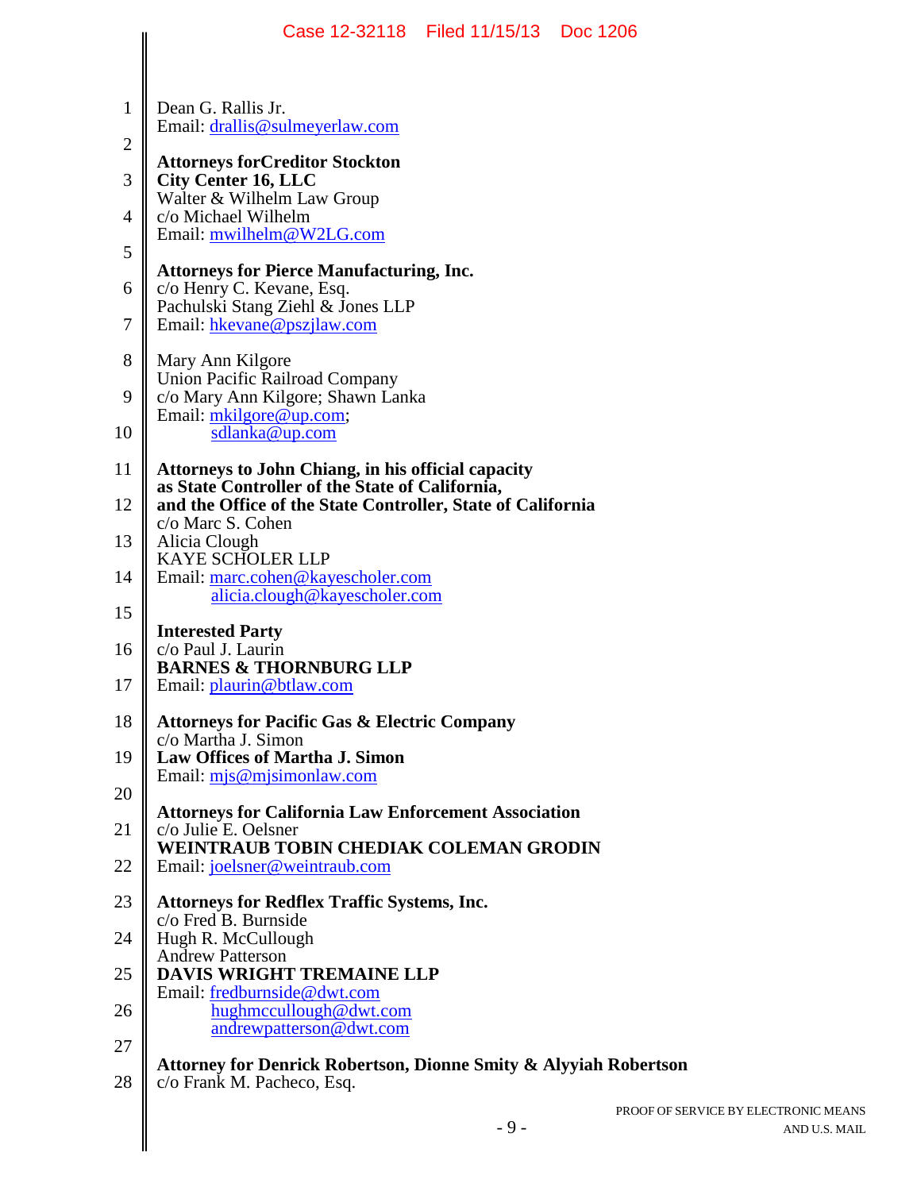Dean G. Rallis Jr.
Email: drallis@sulmeyerlaw.com

**Attorneys forCreditor Stockton City Center 16, LLC**
Walter & Wilhelm Law Group
c/o Michael Wilhelm
Email: mwilhelm@W2LG.com

**Attorneys for Pierce Manufacturing, Inc.**
c/o Henry C. Kevane, Esq.
Pachulski Stang Ziehl & Jones LLP
Email: hkevane@pszjlaw.com

Mary Ann Kilgore
Union Pacific Railroad Company
c/o Mary Ann Kilgore; Shawn Lanka
Email: mkilgore@up.com;
sdlanka@up.com

**Attorneys to John Chiang, in his official capacity as State Controller of the State of California, and the Office of the State Controller, State of California**
c/o Marc S. Cohen
Alicia Clough
KAYE SCHOLER LLP
Email: marc.cohen@kayescholer.com
alicia.clough@kayescholer.com

**Interested Party**
c/o Paul J. Laurin
**BARNES & THORNBURG LLP**
Email: plaurin@btlaw.com

**Attorneys for Pacific Gas & Electric Company**
c/o Martha J. Simon
**Law Offices of Martha J. Simon**
Email: mjs@mjsimonlaw.com

**Attorneys for California Law Enforcement Association**
c/o Julie E. Oelsner
**WEINTRAUB TOBIN CHEDIAK COLEMAN GRODIN**
Email: joelsner@weintraub.com

**Attorneys for Redflex Traffic Systems, Inc.**
c/o Fred B. Burnside
Hugh R. McCullough
Andrew Patterson
**DAVIS WRIGHT TREMAINE LLP**
Email: fredburnside@dwt.com
hughmccullough@dwt.com
andrewpatterson@dwt.com

**Attorney for Denrick Robertson, Dionne Smity & Alyyiah Robertson**
c/o Frank M. Pacheco, Esq.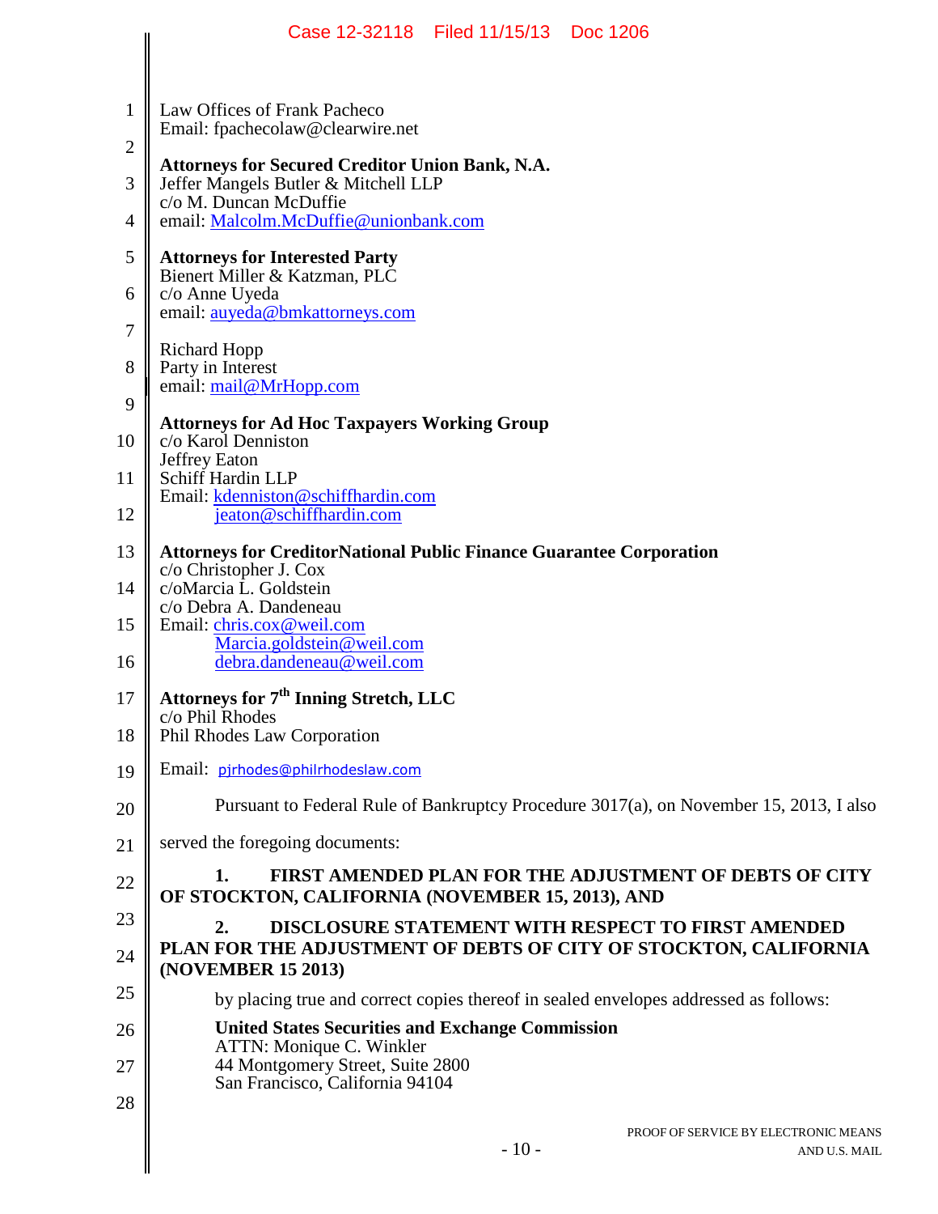Law Offices of Frank Pacheco
Email: fpachecolaw@clearwire.net

**Attorneys for Secured Creditor Union Bank, N.A.**
Jeffer Mangels Butler & Mitchell LLP
c/o M. Duncan McDuffie
email: Malcolm.McDuffie@unionbank.com

**Attorneys for Interested Party**
Bienert Miller & Katzman, PLC
c/o Anne Uyeda
email: auyeda@bmkattorneys.com

Richard Hopp
Party in Interest
email: mail@MrHopp.com

**Attorneys for Ad Hoc Taxpayers Working Group**
c/o Karol Denniston
Jeffrey Eaton
Schiff Hardin LLP
Email: kdenniston@schiffhardin.com
jeaton@schiffhardin.com

**Attorneys for CreditorNational Public Finance Guarantee Corporation**
c/o Christopher J. Cox
c/oMarcia L. Goldstein
c/o Debra A. Dandeneau
Email: chris.cox@weil.com
Marcia.goldstein@weil.com
debra.dandeneau@weil.com

**Attorneys for 7th Inning Stretch, LLC**
c/o Phil Rhodes
Phil Rhodes Law Corporation
Email: pjrhodes@philrhodeslaw.com

Pursuant to Federal Rule of Bankruptcy Procedure 3017(a), on November 15, 2013, I also served the foregoing documents:

**1. FIRST AMENDED PLAN FOR THE ADJUSTMENT OF DEBTS OF CITY OF STOCKTON, CALIFORNIA (NOVEMBER 15, 2013), AND**

**2. DISCLOSURE STATEMENT WITH RESPECT TO FIRST AMENDED PLAN FOR THE ADJUSTMENT OF DEBTS OF CITY OF STOCKTON, CALIFORNIA (NOVEMBER 15 2013)**

by placing true and correct copies thereof in sealed envelopes addressed as follows:

**United States Securities and Exchange Commission**
ATTN: Monique C. Winkler
44 Montgomery Street, Suite 2800
San Francisco, California 94104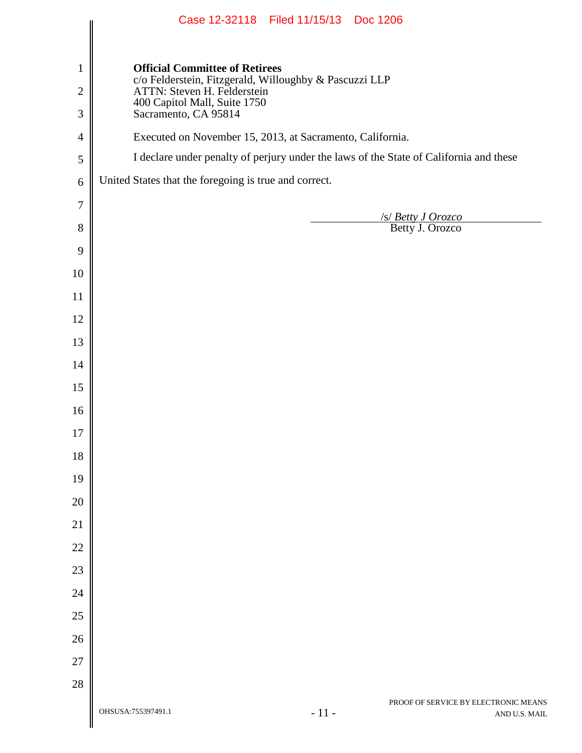**Official Committee of Retirees**
c/o Felderstein, Fitzgerald, Willoughby & Pascuzzi LLP
ATTN: Steven H. Felderstein
400 Capitol Mall, Suite 1750
Sacramento, CA 95814

Executed on November 15, 2013, at Sacramento, California.

I declare under penalty of perjury under the laws of the State of California and these United States that the foregoing is true and correct.

/s/ *Betty J Orozco*
Betty J. Orozco